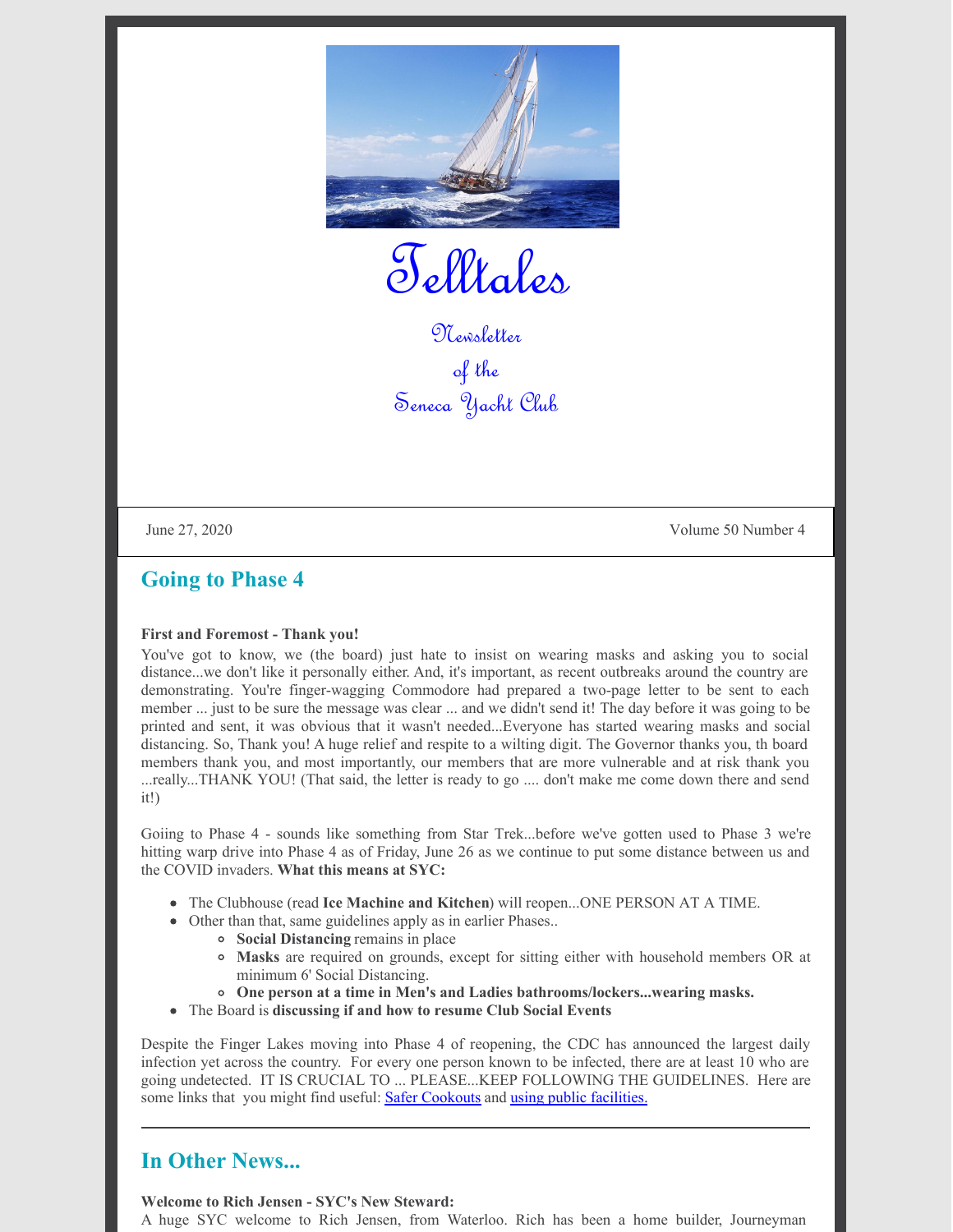# Telltales

Newsletter
of the
Seneca Yacht Club

June 27, 2020 | Volume 50 Number 4

## Going to Phase 4

**First and Foremost - Thank you!**

You've got to know, we (the board) just hate to insist on wearing masks and asking you to social distance...we don't like it personally either. And, it's important, as recent outbreaks around the country are demonstrating. You're finger-wagging Commodore had prepared a two-page letter to be sent to each member ... just to be sure the message was clear ... and we didn't send it! The day before it was going to be printed and sent, it was obvious that it wasn't needed...Everyone has started wearing masks and social distancing. So, Thank you! A huge relief and respite to a wilting digit. The Governor thanks you, th board members thank you, and most importantly, our members that are more vulnerable and at risk thank you ...really...THANK YOU! (That said, the letter is ready to go .... don't make me come down there and send it!)

Goiing to Phase 4 - sounds like something from Star Trek...before we've gotten used to Phase 3 we're hitting warp drive into Phase 4 as of Friday, June 26 as we continue to put some distance between us and the COVID invaders. **What this means at SYC:**

- The Clubhouse (read **Ice Machine and Kitchen**) will reopen...ONE PERSON AT A TIME.
- Other than that, same guidelines apply as in earlier Phases..
  - **Social Distancing** remains in place
  - **Masks** are required on grounds, except for sitting either with household members OR at minimum 6' Social Distancing.
  - **One person at a time in Men's and Ladies bathrooms/lockers...wearing masks.**
- The Board is **discussing if and how to resume Club Social Events**

Despite the Finger Lakes moving into Phase 4 of reopening, the CDC has announced the largest daily infection yet across the country. For every one person known to be infected, there are at least 10 who are going undetected. IT IS CRUCIAL TO ... PLEASE...KEEP FOLLOWING THE GUIDELINES. Here are some links that you might find useful: Safer Cookouts and using public facilities.

---

## In Other News...

**Welcome to Rich Jensen - SYC's New Steward:**

A huge SYC welcome to Rich Jensen, from Waterloo. Rich has been a home builder, Journeyman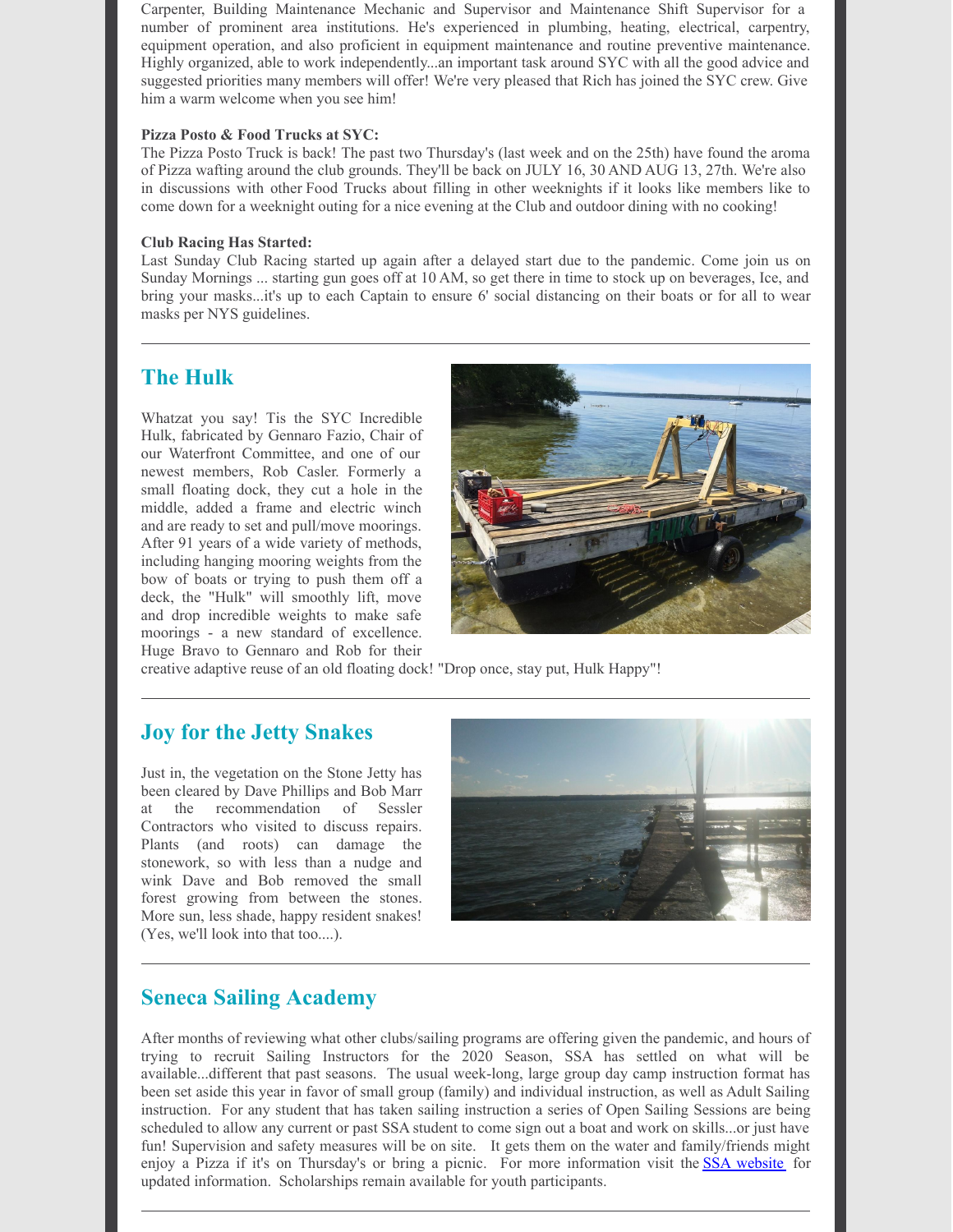Carpenter, Building Maintenance Mechanic and Supervisor and Maintenance Shift Supervisor for a number of prominent area institutions. He's experienced in plumbing, heating, electrical, carpentry, equipment operation, and also proficient in equipment maintenance and routine preventive maintenance. Highly organized, able to work independently...an important task around SYC with all the good advice and suggested priorities many members will offer! We're very pleased that Rich has joined the SYC crew. Give him a warm welcome when you see him!

**Pizza Posto & Food Trucks at SYC:**
The Pizza Posto Truck is back! The past two Thursday's (last week and on the 25th) have found the aroma of Pizza wafting around the club grounds. They'll be back on JULY 16, 30 AND AUG 13, 27th. We're also in discussions with other Food Trucks about filling in other weeknights if it looks like members like to come down for a weeknight outing for a nice evening at the Club and outdoor dining with no cooking!

**Club Racing Has Started:**
Last Sunday Club Racing started up again after a delayed start due to the pandemic. Come join us on Sunday Mornings ... starting gun goes off at 10 AM, so get there in time to stock up on beverages, Ice, and bring your masks...it's up to each Captain to ensure 6' social distancing on their boats or for all to wear masks per NYS guidelines.

---

## The Hulk

Whatzat you say! Tis the SYC Incredible Hulk, fabricated by Gennaro Fazio, Chair of our Waterfront Committee, and one of our newest members, Rob Casler. Formerly a small floating dock, they cut a hole in the middle, added a frame and electric winch and are ready to set and pull/move moorings. After 91 years of a wide variety of methods, including hanging mooring weights from the bow of boats or trying to push them off a deck, the "Hulk" will smoothly lift, move and drop incredible weights to make safe moorings - a new standard of excellence. Huge Bravo to Gennaro and Rob for their creative adaptive reuse of an old floating dock! "Drop once, stay put, Hulk Happy"!

---

## Joy for the Jetty Snakes

Just in, the vegetation on the Stone Jetty has been cleared by Dave Phillips and Bob Marr at the recommendation of Sessler Contractors who visited to discuss repairs. Plants (and roots) can damage the stonework, so with less than a nudge and wink Dave and Bob removed the small forest growing from between the stones. More sun, less shade, happy resident snakes! (Yes, we'll look into that too....).

---

## Seneca Sailing Academy

After months of reviewing what other clubs/sailing programs are offering given the pandemic, and hours of trying to recruit Sailing Instructors for the 2020 Season, SSA has settled on what will be available...different that past seasons. The usual week-long, large group day camp instruction format has been set aside this year in favor of small group (family) and individual instruction, as well as Adult Sailing instruction. For any student that has taken sailing instruction a series of Open Sailing Sessions are being scheduled to allow any current or past SSA student to come sign out a boat and work on skills...or just have fun! Supervision and safety measures will be on site. It gets them on the water and family/friends might enjoy a Pizza if it's on Thursday's or bring a picnic. For more information visit the SSA website for updated information. Scholarships remain available for youth participants.

---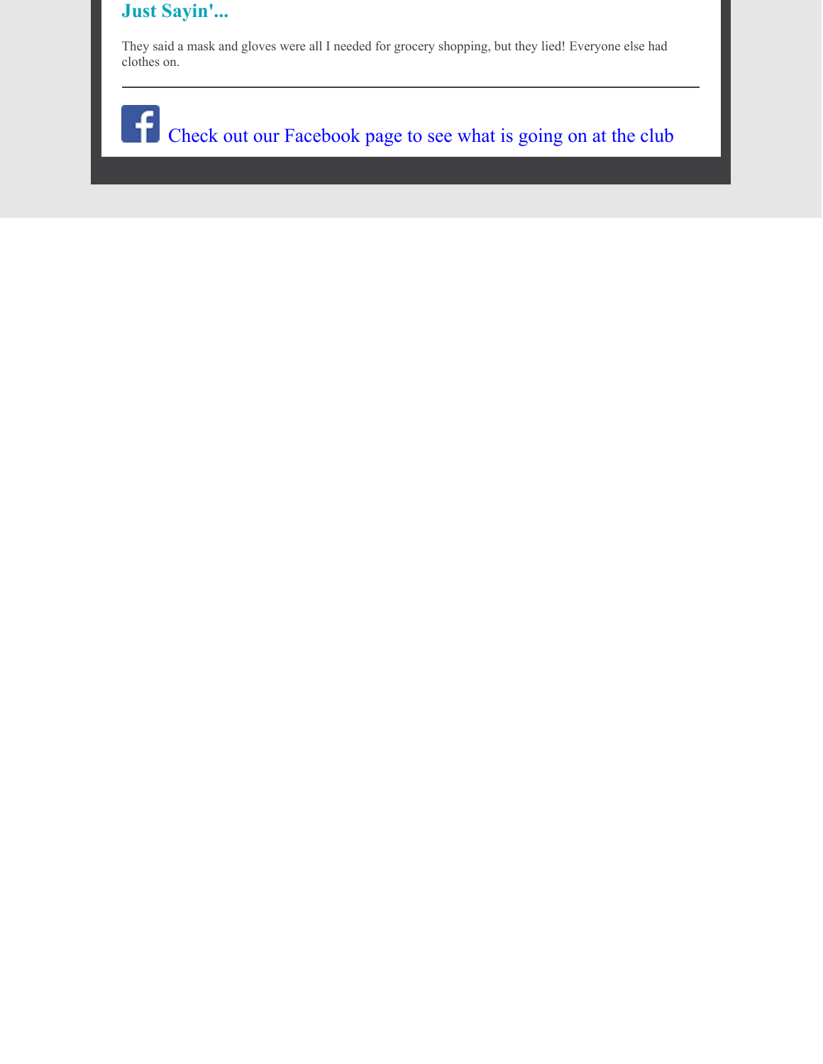## Just Sayin'...

They said a mask and gloves were all I needed for grocery shopping, but they lied! Everyone else had clothes on.

---

Check out our Facebook page to see what is going on at the club